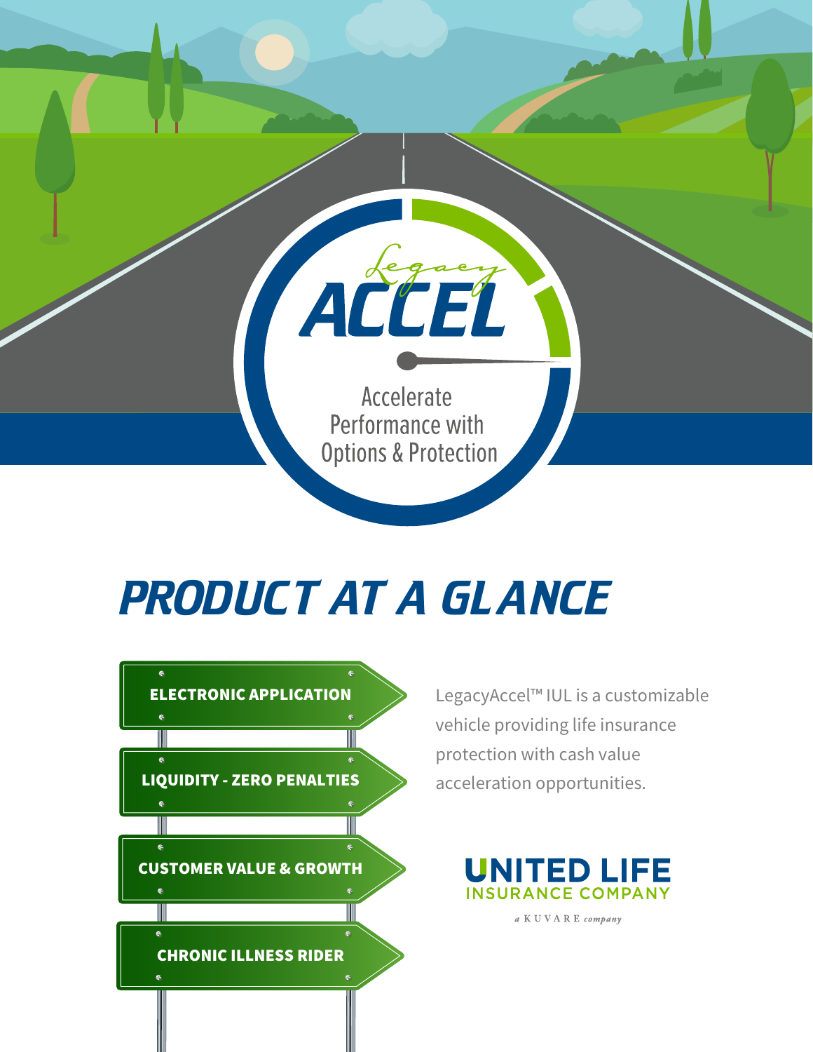# Legacy ACCEL

Accelerate Performance with Options & Protection

# PRODUCT AT A GLANCE

- **ELECTRONIC APPLICATION**
- **LIQUIDITY - ZERO PENALTIES**
- **CUSTOMER VALUE & GROWTH**
- **CHRONIC ILLNESS RIDER**

LegacyAccel™ IUL is a customizable vehicle providing life insurance protection with cash value acceleration opportunities.

UNITED LIFE INSURANCE COMPANY

a KUVARE company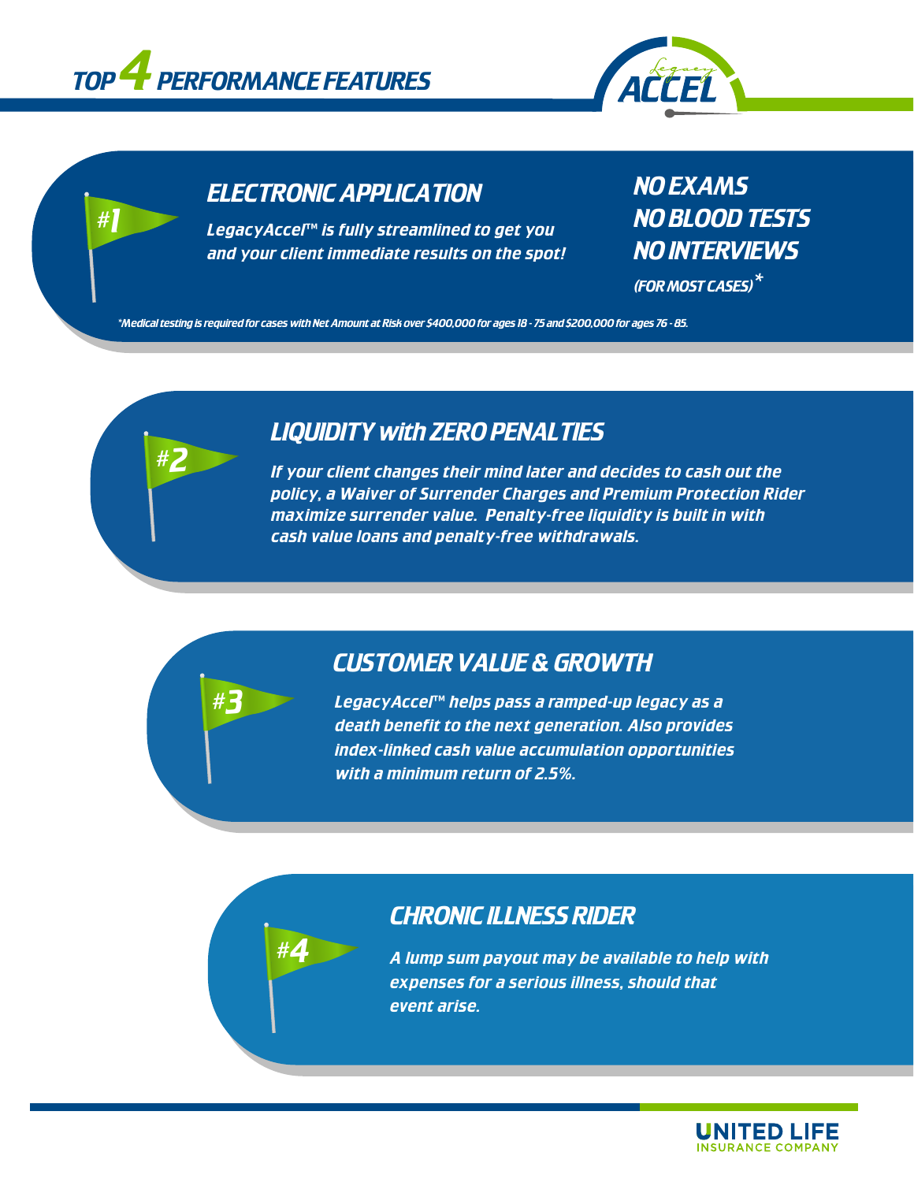# TOP 4 PERFORMANCE FEATURES

## #1 ELECTRONIC APPLICATION

*LegacyAccel™ is fully streamlined to get you and your client immediate results on the spot!*

**NO EXAMS**
**NO BLOOD TESTS**
**NO INTERVIEWS**
**(FOR MOST CASES)***

*Medical testing is required for cases with Net Amount at Risk over $400,000 for ages 18 - 75 and $200,000 for ages 76 - 85.

## #2 LIQUIDITY with ZERO PENALTIES

*If your client changes their mind later and decides to cash out the policy, a Waiver of Surrender Charges and Premium Protection Rider maximize surrender value. Penalty-free liquidity is built in with cash value loans and penalty-free withdrawals.*

## #3 CUSTOMER VALUE & GROWTH

*LegacyAccel™ helps pass a ramped-up legacy as a death benefit to the next generation. Also provides index-linked cash value accumulation opportunities with a minimum return of 2.5%.*

## #4 CHRONIC ILLNESS RIDER

*A lump sum payout may be available to help with expenses for a serious illness, should that event arise.*

UNITED LIFE INSURANCE COMPANY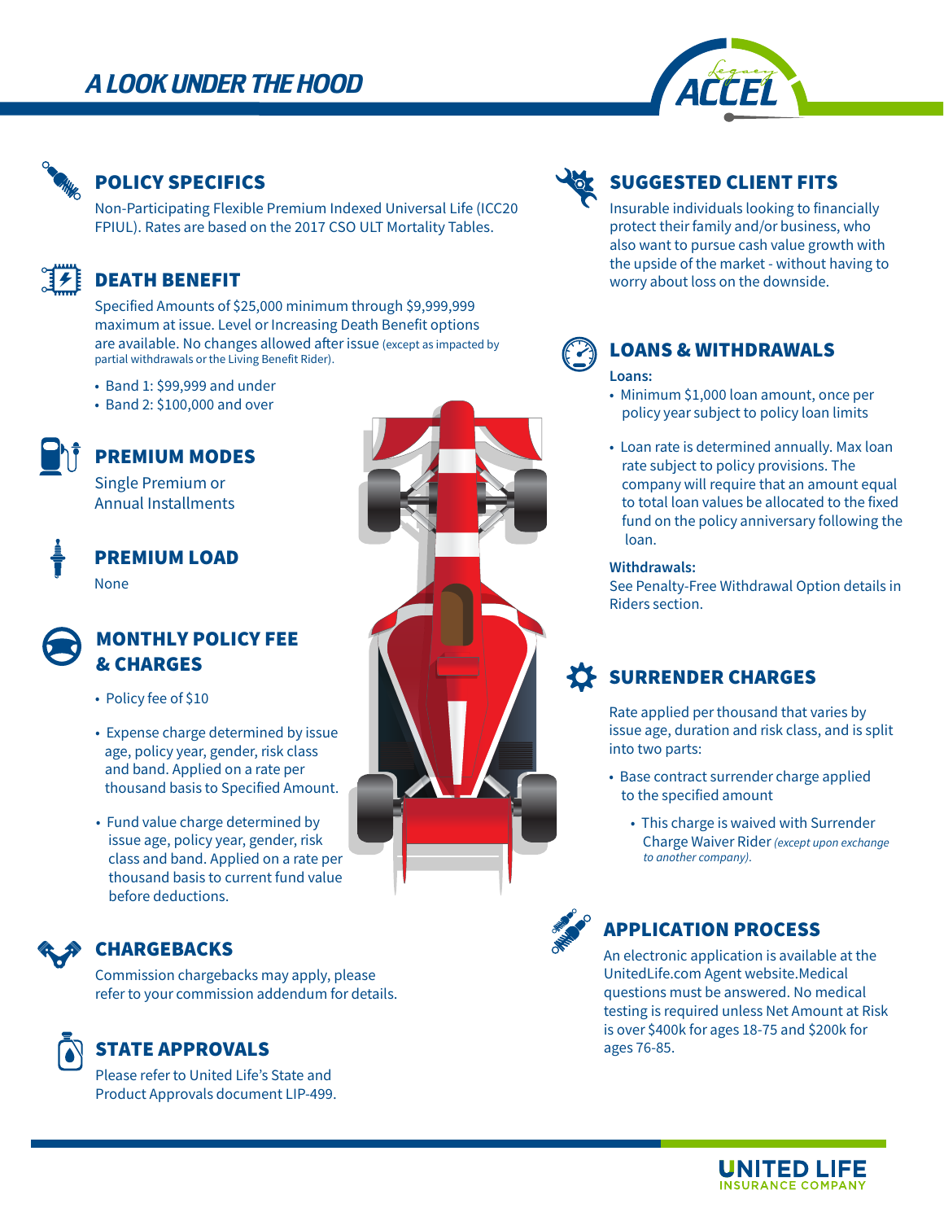# A LOOK UNDER THE HOOD

## POLICY SPECIFICS

Non-Participating Flexible Premium Indexed Universal Life (ICC20 FPIUL). Rates are based on the 2017 CSO ULT Mortality Tables.

## DEATH BENEFIT

Specified Amounts of $25,000 minimum through $9,999,999 maximum at issue. Level or Increasing Death Benefit options are available. No changes allowed after issue (except as impacted by partial withdrawals or the Living Benefit Rider).

- Band 1: $99,999 and under
- Band 2: $100,000 and over

## PREMIUM MODES

Single Premium or Annual Installments

## PREMIUM LOAD

None

## MONTHLY POLICY FEE & CHARGES

- Policy fee of $10
- Expense charge determined by issue age, policy year, gender, risk class and band. Applied on a rate per thousand basis to Specified Amount.
- Fund value charge determined by issue age, policy year, gender, risk class and band. Applied on a rate per thousand basis to current fund value before deductions.

## CHARGEBACKS

Commission chargebacks may apply, please refer to your commission addendum for details.

## STATE APPROVALS

Please refer to United Life's State and Product Approvals document LIP-499.

## SUGGESTED CLIENT FITS

Insurable individuals looking to financially protect their family and/or business, who also want to pursue cash value growth with the upside of the market - without having to worry about loss on the downside.

## LOANS & WITHDRAWALS

**Loans:**

- Minimum $1,000 loan amount, once per policy year subject to policy loan limits
- Loan rate is determined annually. Max loan rate subject to policy provisions. The company will require that an amount equal to total loan values be allocated to the fixed fund on the policy anniversary following the loan.

**Withdrawals:**

See Penalty-Free Withdrawal Option details in Riders section.

## SURRENDER CHARGES

Rate applied per thousand that varies by issue age, duration and risk class, and is split into two parts:

- Base contract surrender charge applied to the specified amount
  - This charge is waived with Surrender Charge Waiver Rider *(except upon exchange to another company).*

## APPLICATION PROCESS

An electronic application is available at the UnitedLife.com Agent website.Medical questions must be answered. No medical testing is required unless Net Amount at Risk is over $400k for ages 18-75 and $200k for ages 76-85.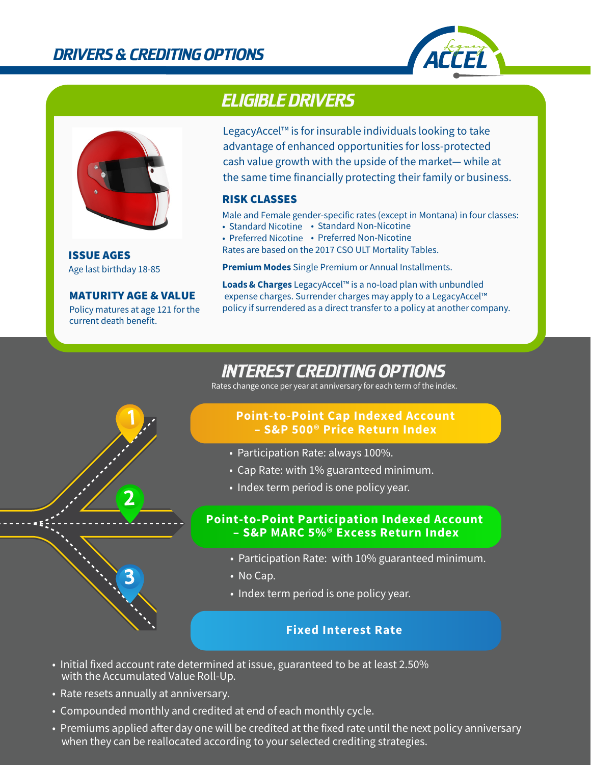# DRIVERS & CREDITING OPTIONS

## ELIGIBLE DRIVERS

### ISSUE AGES

Age last birthday 18-85

### MATURITY AGE & VALUE

Policy matures at age 121 for the current death benefit.

LegacyAccel™ is for insurable individuals looking to take advantage of enhanced opportunities for loss-protected cash value growth with the upside of the market— while at the same time financially protecting their family or business.

### RISK CLASSES

Male and Female gender-specific rates (except in Montana) in four classes:

- Standard Nicotine
- Standard Non-Nicotine
- Preferred Nicotine
- Preferred Non-Nicotine

Rates are based on the 2017 CSO ULT Mortality Tables.

**Premium Modes** Single Premium or Annual Installments.

**Loads & Charges** LegacyAccel™ is a no-load plan with unbundled expense charges. Surrender charges may apply to a LegacyAccel™ policy if surrendered as a direct transfer to a policy at another company.

## INTEREST CREDITING OPTIONS

Rates change once per year at anniversary for each term of the index.

### 1 Point-to-Point Cap Indexed Account – S&P 500® Price Return Index

- Participation Rate: always 100%.
- Cap Rate: with 1% guaranteed minimum.
- Index term period is one policy year.

### 2 Point-to-Point Participation Indexed Account – S&P MARC 5%® Excess Return Index

- Participation Rate: with 10% guaranteed minimum.
- No Cap.
- Index term period is one policy year.

### 3 Fixed Interest Rate

- Initial fixed account rate determined at issue, guaranteed to be at least 2.50% with the Accumulated Value Roll-Up.
- Rate resets annually at anniversary.
- Compounded monthly and credited at end of each monthly cycle.
- Premiums applied after day one will be credited at the fixed rate until the next policy anniversary when they can be reallocated according to your selected crediting strategies.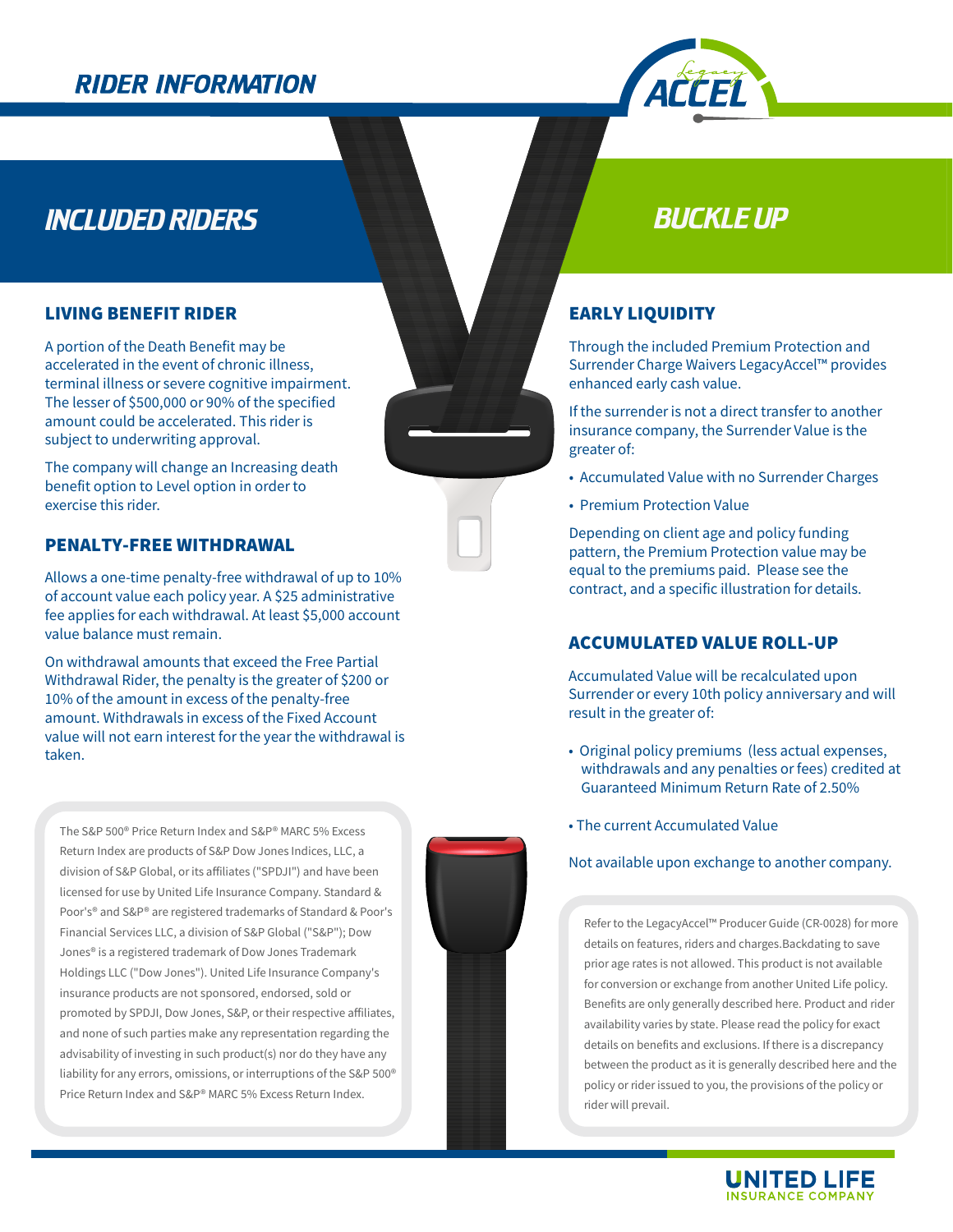# RIDER INFORMATION

## INCLUDED RIDERS

### LIVING BENEFIT RIDER

A portion of the Death Benefit may be accelerated in the event of chronic illness, terminal illness or severe cognitive impairment. The lesser of $500,000 or 90% of the specified amount could be accelerated. This rider is subject to underwriting approval.

The company will change an Increasing death benefit option to Level option in order to exercise this rider.

### PENALTY-FREE WITHDRAWAL

Allows a one-time penalty-free withdrawal of up to 10% of account value each policy year. A $25 administrative fee applies for each withdrawal. At least $5,000 account value balance must remain.

On withdrawal amounts that exceed the Free Partial Withdrawal Rider, the penalty is the greater of $200 or 10% of the amount in excess of the penalty-free amount. Withdrawals in excess of the Fixed Account value will not earn interest for the year the withdrawal is taken.

The S&P 500® Price Return Index and S&P® MARC 5% Excess Return Index are products of S&P Dow Jones Indices, LLC, a division of S&P Global, or its affiliates ("SPDJI") and have been licensed for use by United Life Insurance Company. Standard & Poor's® and S&P® are registered trademarks of Standard & Poor's Financial Services LLC, a division of S&P Global ("S&P"); Dow Jones® is a registered trademark of Dow Jones Trademark Holdings LLC ("Dow Jones"). United Life Insurance Company's insurance products are not sponsored, endorsed, sold or promoted by SPDJI, Dow Jones, S&P, or their respective affiliates, and none of such parties make any representation regarding the advisability of investing in such product(s) nor do they have any liability for any errors, omissions, or interruptions of the S&P 500® Price Return Index and S&P® MARC 5% Excess Return Index.

## BUCKLE UP

### EARLY LIQUIDITY

Through the included Premium Protection and Surrender Charge Waivers LegacyAccel™ provides enhanced early cash value.

If the surrender is not a direct transfer to another insurance company, the Surrender Value is the greater of:

- Accumulated Value with no Surrender Charges
- Premium Protection Value

Depending on client age and policy funding pattern, the Premium Protection value may be equal to the premiums paid. Please see the contract, and a specific illustration for details.

### ACCUMULATED VALUE ROLL-UP

Accumulated Value will be recalculated upon Surrender or every 10th policy anniversary and will result in the greater of:

- Original policy premiums (less actual expenses, withdrawals and any penalties or fees) credited at Guaranteed Minimum Return Rate of 2.50%
- The current Accumulated Value

Not available upon exchange to another company.

Refer to the LegacyAccel™ Producer Guide (CR-0028) for more details on features, riders and charges.Backdating to save prior age rates is not allowed. This product is not available for conversion or exchange from another United Life policy. Benefits are only generally described here. Product and rider availability varies by state. Please read the policy for exact details on benefits and exclusions. If there is a discrepancy between the product as it is generally described here and the policy or rider issued to you, the provisions of the policy or rider will prevail.

UNITED LIFE INSURANCE COMPANY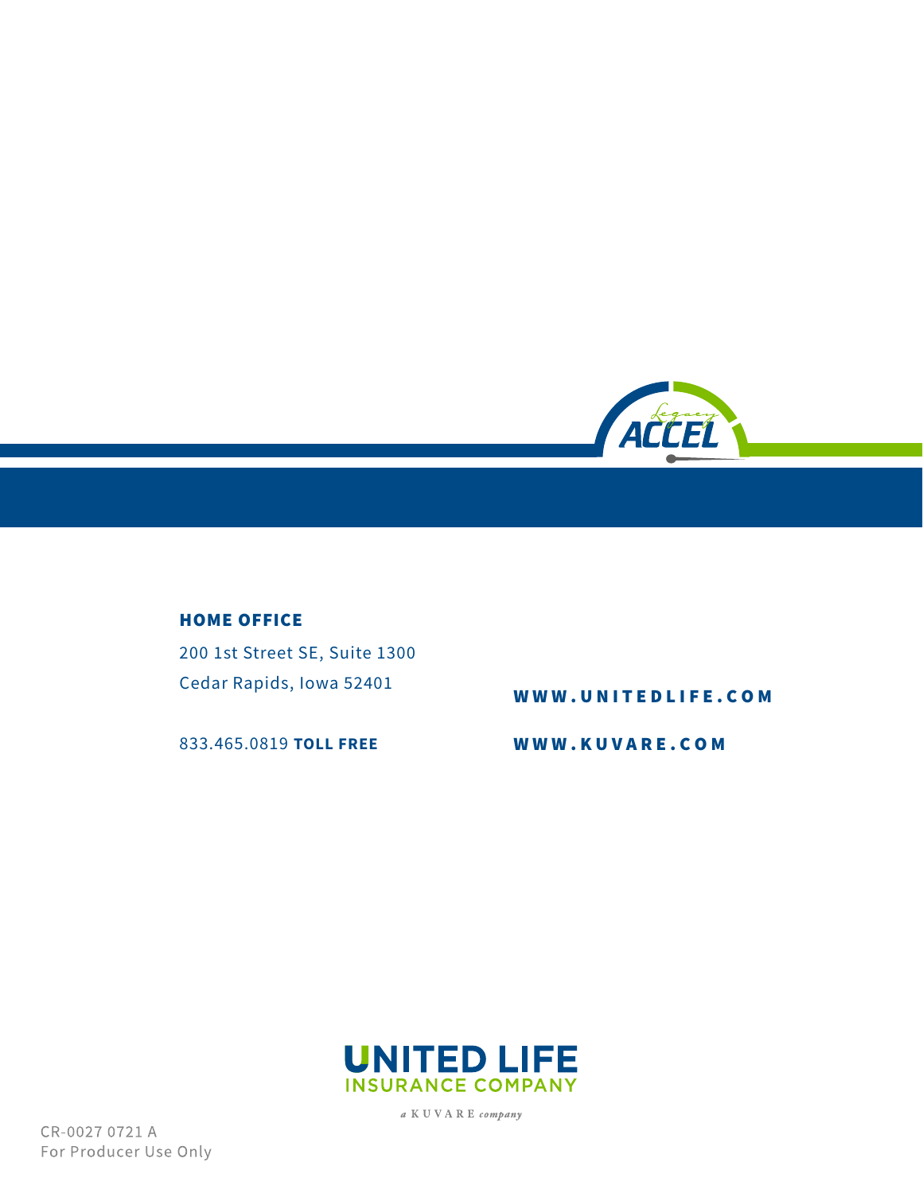## HOME OFFICE

200 1st Street SE, Suite 1300

Cedar Rapids, Iowa 52401

833.465.0819 **TOLL FREE**

**WWW.UNITEDLIFE.COM**

**WWW.KUVARE.COM**

UNITED LIFE
INSURANCE COMPANY

a KUVARE company

CR-0027 0721 A

For Producer Use Only